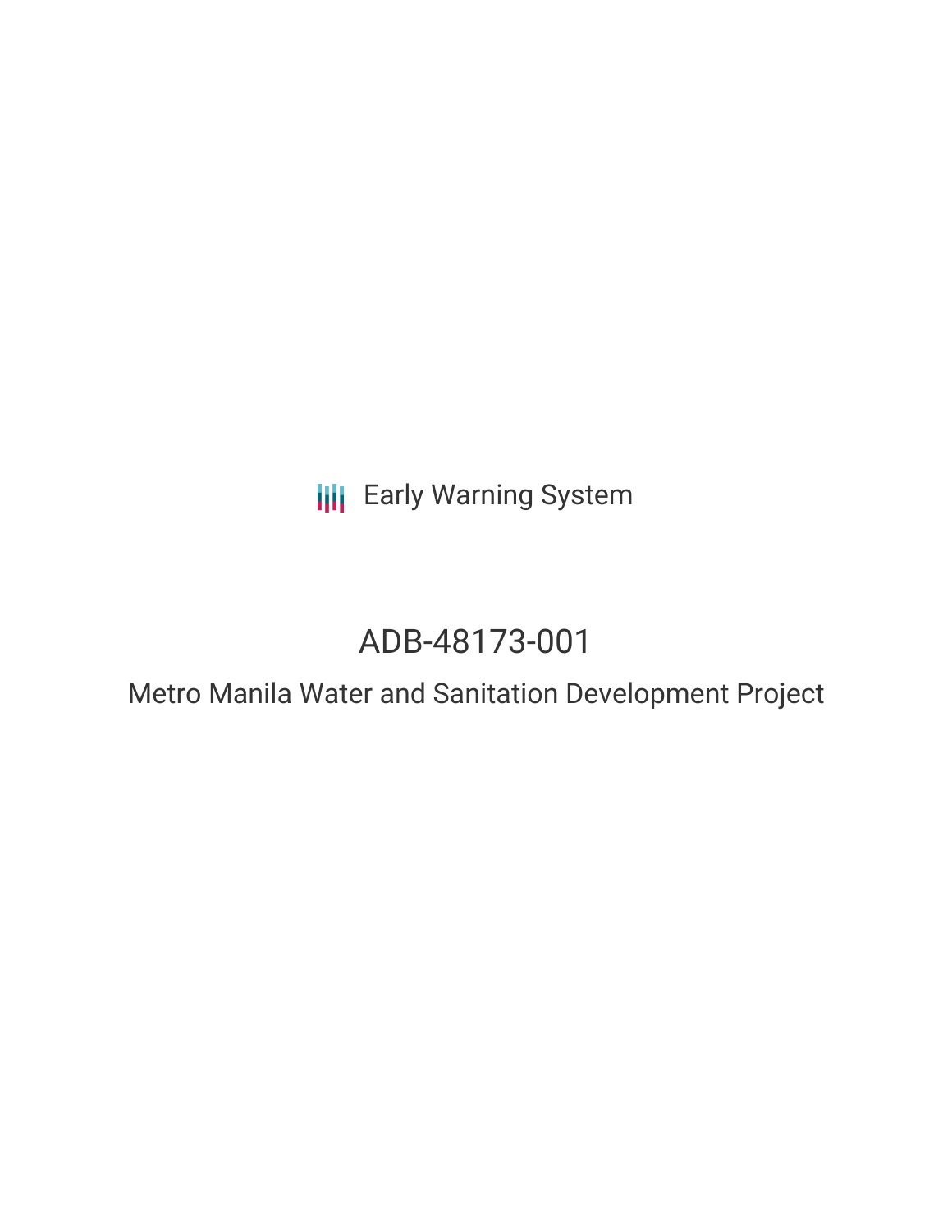Early Warning System

# ADB-48173-001

## Metro Manila Water and Sanitation Development Project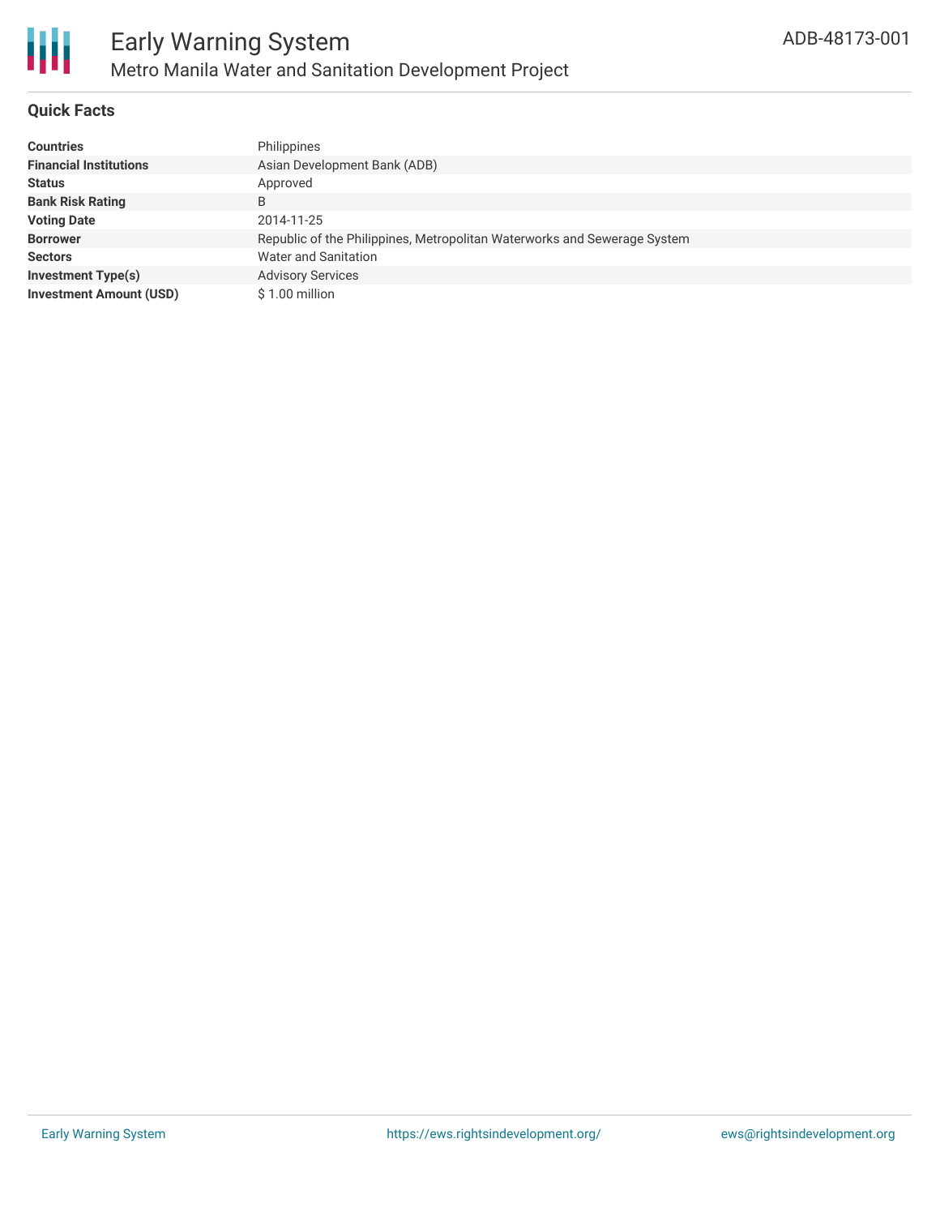# Early Warning System

## Metro Manila Water and Sanitation Development Project

ADB-48173-001

### Quick Facts

| | |
|---|---|
| **Countries** | Philippines |
| **Financial Institutions** | Asian Development Bank (ADB) |
| **Status** | Approved |
| **Bank Risk Rating** | B |
| **Voting Date** | 2014-11-25 |
| **Borrower** | Republic of the Philippines, Metropolitan Waterworks and Sewerage System |
| **Sectors** | Water and Sanitation |
| **Investment Type(s)** | Advisory Services |
| **Investment Amount (USD)** | $ 1.00 million |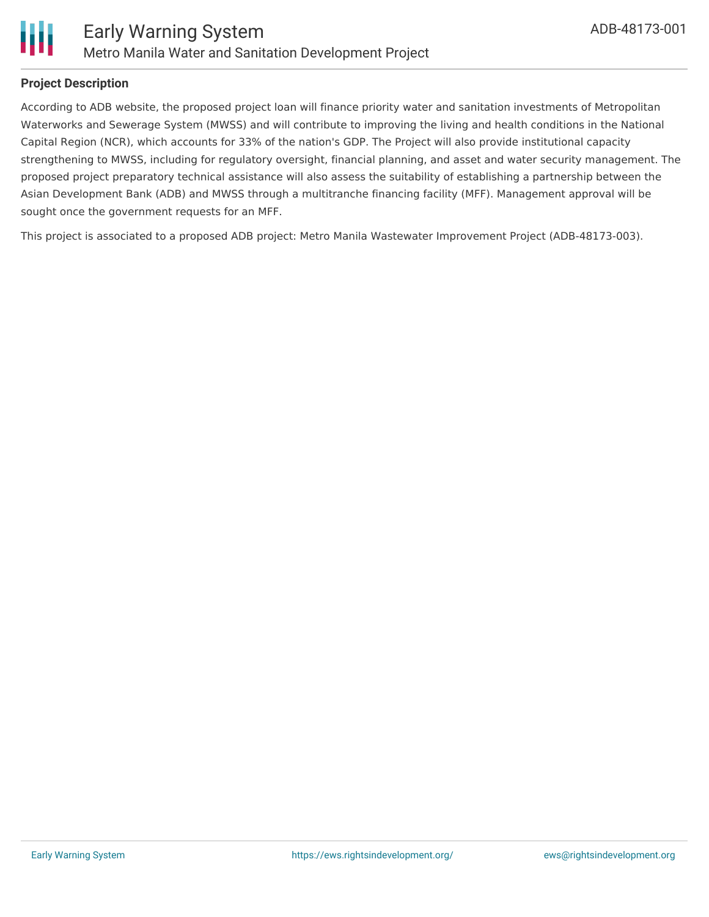## Project Description

According to ADB website, the proposed project loan will finance priority water and sanitation investments of Metropolitan Waterworks and Sewerage System (MWSS) and will contribute to improving the living and health conditions in the National Capital Region (NCR), which accounts for 33% of the nation's GDP. The Project will also provide institutional capacity strengthening to MWSS, including for regulatory oversight, financial planning, and asset and water security management. The proposed project preparatory technical assistance will also assess the suitability of establishing a partnership between the Asian Development Bank (ADB) and MWSS through a multitranche financing facility (MFF). Management approval will be sought once the government requests for an MFF.

This project is associated to a proposed ADB project: Metro Manila Wastewater Improvement Project (ADB-48173-003).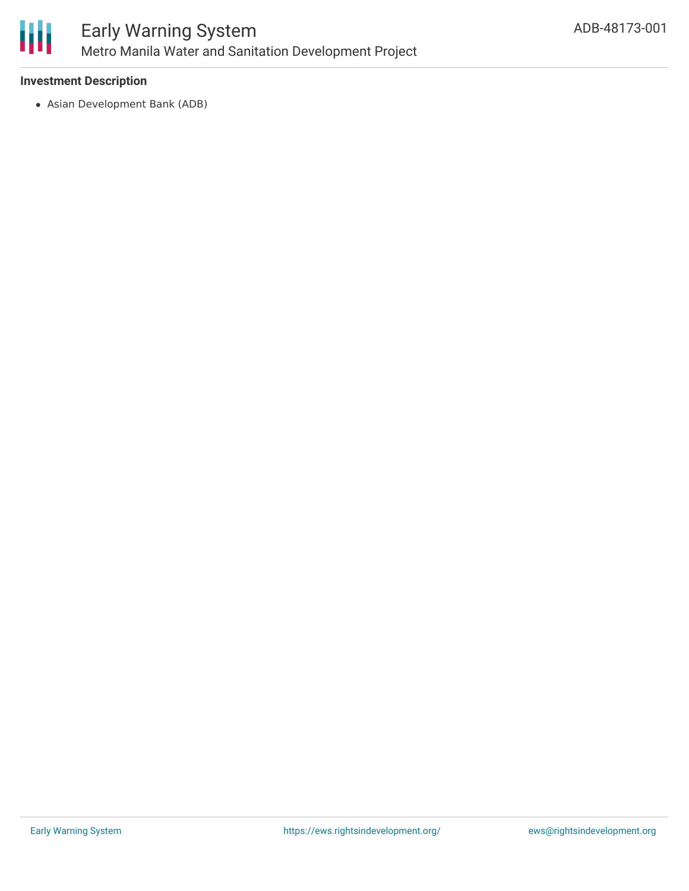### Investment Description

- Asian Development Bank (ADB)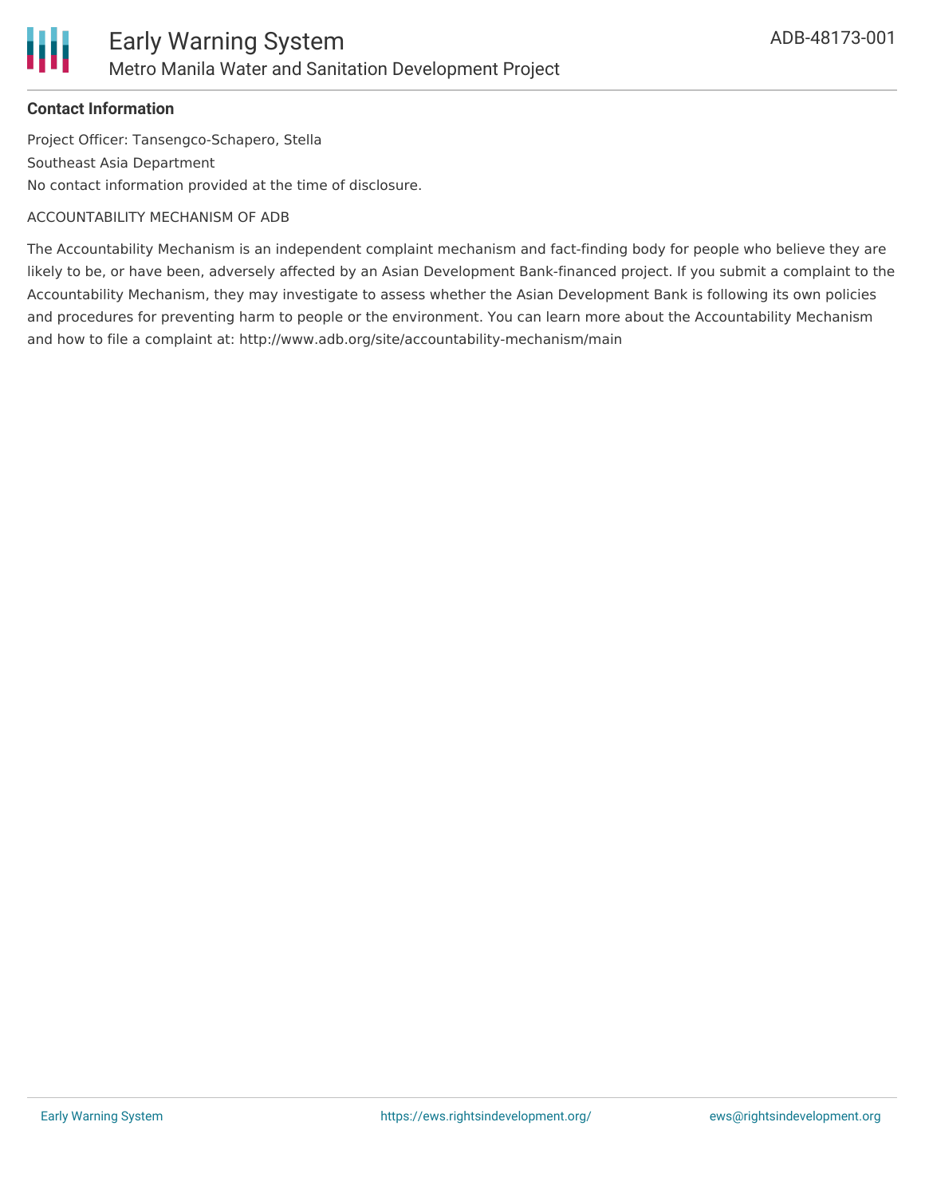**Contact Information**

Project Officer: Tansengco-Schapero, Stella

Southeast Asia Department

No contact information provided at the time of disclosure.

ACCOUNTABILITY MECHANISM OF ADB

The Accountability Mechanism is an independent complaint mechanism and fact-finding body for people who believe they are likely to be, or have been, adversely affected by an Asian Development Bank-financed project. If you submit a complaint to the Accountability Mechanism, they may investigate to assess whether the Asian Development Bank is following its own policies and procedures for preventing harm to people or the environment. You can learn more about the Accountability Mechanism and how to file a complaint at: http://www.adb.org/site/accountability-mechanism/main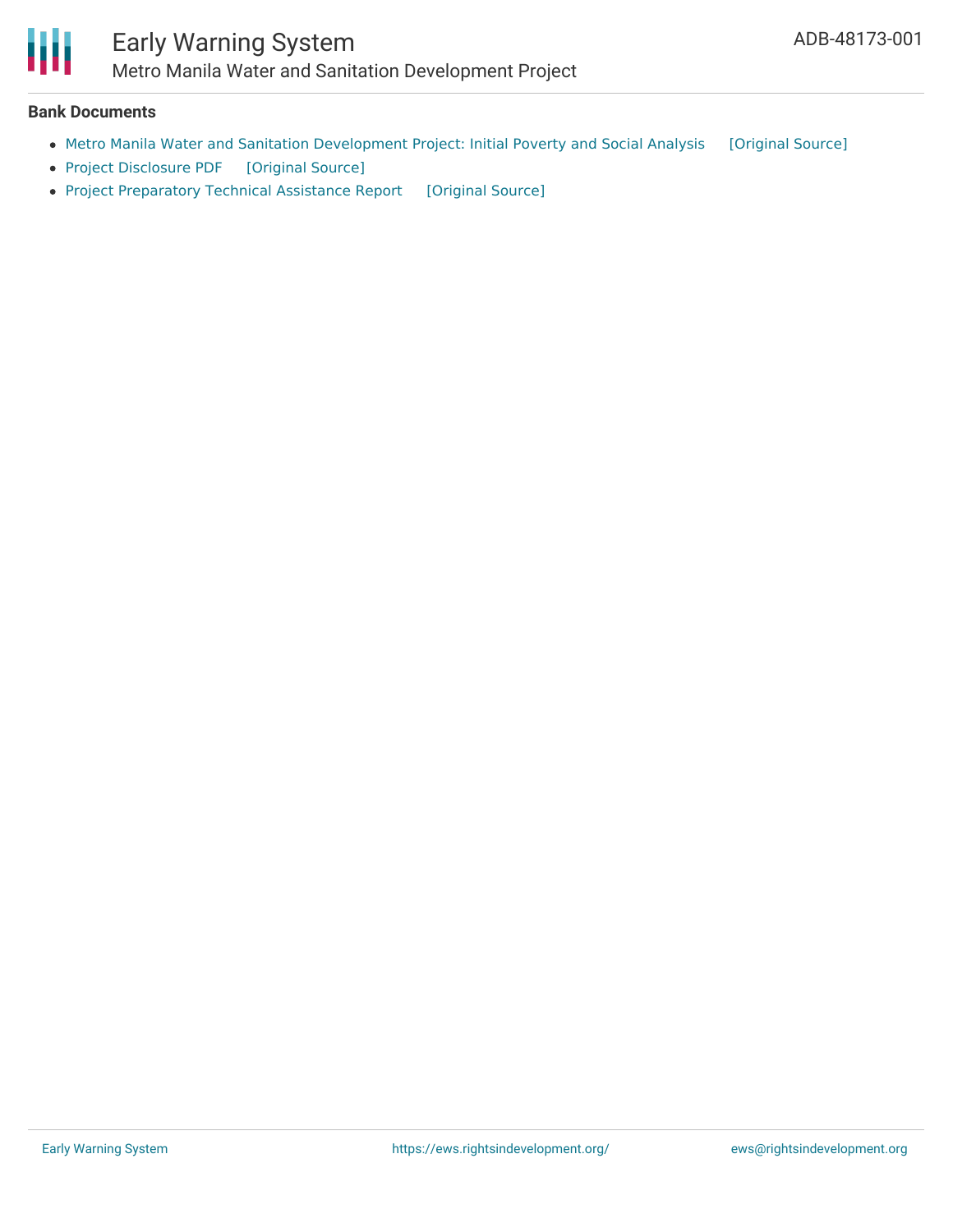### Bank Documents

- Metro Manila Water and Sanitation Development Project: Initial Poverty and Social Analysis [Original Source]
- Project Disclosure PDF [Original Source]
- Project Preparatory Technical Assistance Report [Original Source]